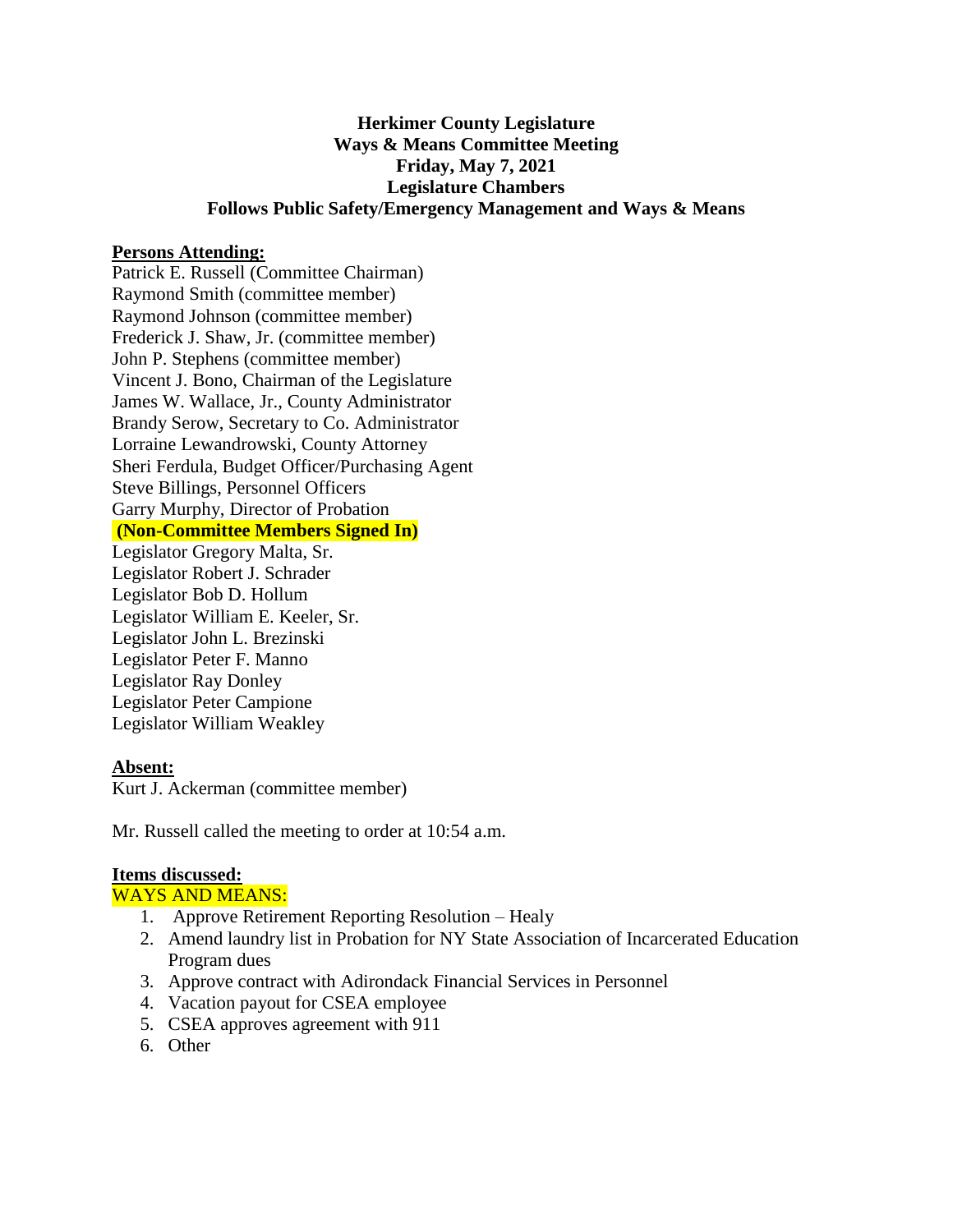**Herkimer County Legislature**
**Ways & Means Committee Meeting**
**Friday, May 7, 2021**
**Legislature Chambers**
**Follows Public Safety/Emergency Management and Ways & Means**

**Persons Attending:**

Patrick E. Russell (Committee Chairman)
Raymond Smith (committee member)
Raymond Johnson (committee member)
Frederick J. Shaw, Jr. (committee member)
John P. Stephens (committee member)
Vincent J. Bono, Chairman of the Legislature
James W. Wallace, Jr., County Administrator
Brandy Serow, Secretary to Co. Administrator
Lorraine Lewandrowski, County Attorney
Sheri Ferdula, Budget Officer/Purchasing Agent
Steve Billings, Personnel Officers
Garry Murphy, Director of Probation
**(Non-Committee Members Signed In)**
Legislator Gregory Malta, Sr.
Legislator Robert J. Schrader
Legislator Bob D. Hollum
Legislator William E. Keeler, Sr.
Legislator John L. Brezinski
Legislator Peter F. Manno
Legislator Ray Donley
Legislator Peter Campione
Legislator William Weakley

**Absent:**

Kurt J. Ackerman (committee member)

Mr. Russell called the meeting to order at 10:54 a.m.

**Items discussed:**

WAYS AND MEANS:

1. Approve Retirement Reporting Resolution – Healy
2. Amend laundry list in Probation for NY State Association of Incarcerated Education Program dues
3. Approve contract with Adirondack Financial Services in Personnel
4. Vacation payout for CSEA employee
5. CSEA approves agreement with 911
6. Other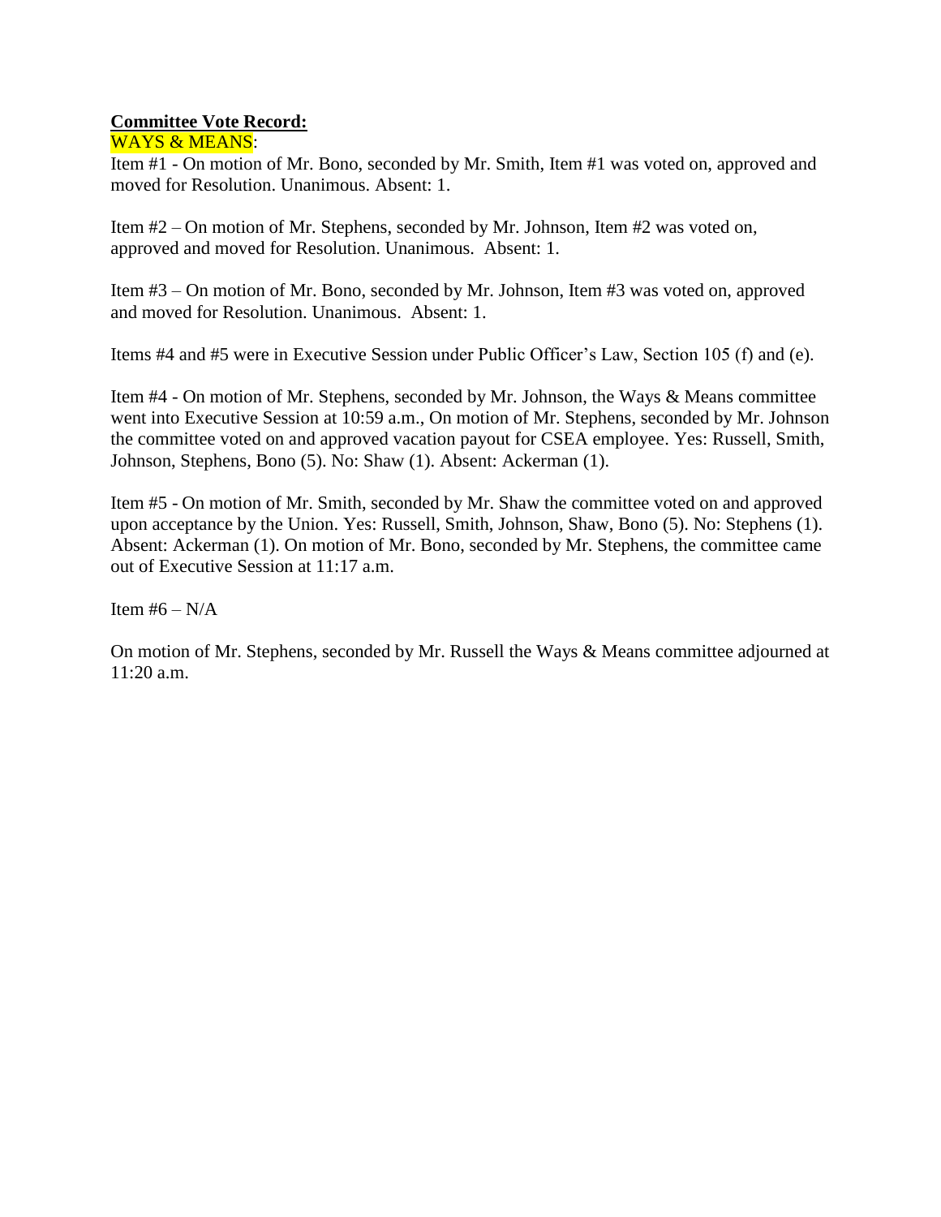**Committee Vote Record:**

WAYS & MEANS:

Item #1 - On motion of Mr. Bono, seconded by Mr. Smith, Item #1 was voted on, approved and moved for Resolution. Unanimous. Absent: 1.

Item #2 – On motion of Mr. Stephens, seconded by Mr. Johnson, Item #2 was voted on, approved and moved for Resolution. Unanimous. Absent: 1.

Item #3 – On motion of Mr. Bono, seconded by Mr. Johnson, Item #3 was voted on, approved and moved for Resolution. Unanimous. Absent: 1.

Items #4 and #5 were in Executive Session under Public Officer's Law, Section 105 (f) and (e).

Item #4 - On motion of Mr. Stephens, seconded by Mr. Johnson, the Ways & Means committee went into Executive Session at 10:59 a.m., On motion of Mr. Stephens, seconded by Mr. Johnson the committee voted on and approved vacation payout for CSEA employee. Yes: Russell, Smith, Johnson, Stephens, Bono (5). No: Shaw (1). Absent: Ackerman (1).

Item #5 - On motion of Mr. Smith, seconded by Mr. Shaw the committee voted on and approved upon acceptance by the Union. Yes: Russell, Smith, Johnson, Shaw, Bono (5). No: Stephens (1). Absent: Ackerman (1). On motion of Mr. Bono, seconded by Mr. Stephens, the committee came out of Executive Session at 11:17 a.m.

Item #6 – N/A

On motion of Mr. Stephens, seconded by Mr. Russell the Ways & Means committee adjourned at 11:20 a.m.